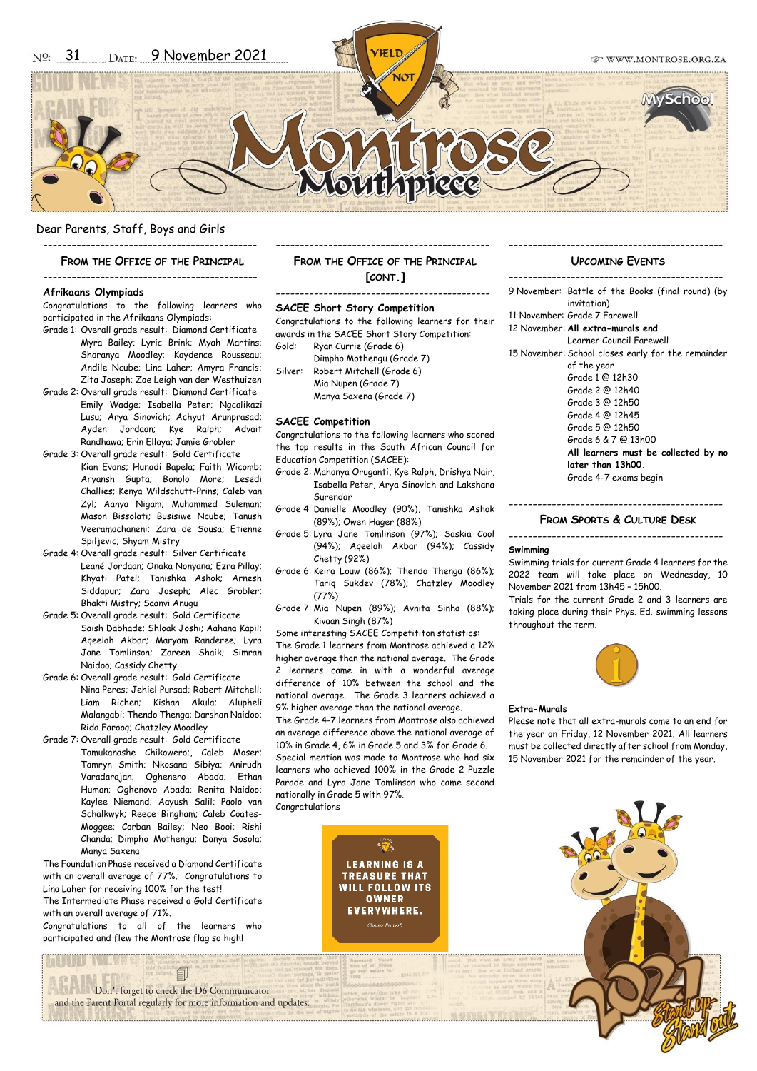No: 31 Date: 9 November 2021

WWW.MONTROSE.ORG.ZA

# Montrose Mouthpiece

Dear Parents, Staff, Boys and Girls

## From the Office of the Principal

### Afrikaans Olympiads

Congratulations to the following learners who participated in the Afrikaans Olympiads:

Grade 1: Overall grade result: Diamond Certificate
Myra Bailey; Lyric Brink; Myah Martins; Sharanya Moodley; Kaydence Rousseau; Andile Ncube; Lina Laher; Amyra Francis; Zita Joseph; Zoe Leigh van der Westhuizen

Grade 2: Overall grade result: Diamond Certificate
Emily Wadge; Isabella Peter; Ngcalikazi Lusu; Arya Sinovich; Achyut Arunprasad; Ayden Jordaan; Kye Ralph; Advait Randhawa; Erin Ellaya; Jamie Grobler

Grade 3: Overall grade result: Gold Certificate
Kian Evans; Hunadi Bapela; Faith Wicomb; Aryansh Gupta; Bonolo More; Lesedi Challies; Kenya Wildschutt-Prins; Caleb van Zyl; Aanya Nigam; Muhammed Suleman; Mason Bissolati; Busisiwe Ncube; Tanush Veeramachaneni; Zara de Sousa; Etienne Spiljevic; Shyam Mistry

Grade 4: Overall grade result: Silver Certificate
Leané Jordaan; Onaka Nonyana; Ezra Pillay; Khyati Patel; Tanishka Ashok; Arnesh Siddapur; Zara Joseph; Alec Grobler; Bhakti Mistry; Saanvi Anugu

Grade 5: Overall grade result: Gold Certificate
Saish Dabhade; Shloak Joshi; Aahana Kapil; Aqeelah Akbar; Maryam Randeree; Lyra Jane Tomlinson; Zareen Shaik; Simran Naidoo; Cassidy Chetty

Grade 6: Overall grade result: Gold Certificate
Nina Peres; Jehiel Pursad; Robert Mitchell; Liam Richen; Kishan Akula; Alupheli Malangabi; Thendo Thenga; Darshan Naidoo; Rida Farooq; Chatzley Moodley

Grade 7: Overall grade result: Gold Certificate
Tamukanashe Chikowero;, Caleb Moser; Tamryn Smith; Nkosana Sibiya; Anirudh Varadarajan; Oghenero Abada; Ethan Human; Oghenovo Abada; Renita Naidoo; Kaylee Niemand; Aayush Salil; Paolo van Schalkwyk; Reece Bingham; Caleb Coates-Moggee; Corban Bailey; Neo Booi; Rishi Chanda; Dimpho Mothengu; Danya Sosola; Manya Saxena

The Foundation Phase received a Diamond Certificate with an overall average of 77%. Congratulations to Lina Laher for receiving 100% for the test!

The Intermediate Phase received a Gold Certificate with an overall average of 71%.

Congratulations to all of the learners who participated and flew the Montrose flag so high!

## From the Office of the Principal [cont.]

### SACEE Short Story Competition

Congratulations to the following learners for their awards in the SACEE Short Story Competition:

Gold: Ryan Currie (Grade 6)
Dimpho Mothengu (Grade 7)

Silver: Robert Mitchell (Grade 6)
Mia Nupen (Grade 7)
Manya Saxena (Grade 7)

### SACEE Competition

Congratulations to the following learners who scored the top results in the South African Council for Education Competition (SACEE):

Grade 2: Mahanya Oruganti, Kye Ralph, Drishya Nair, Isabella Peter, Arya Sinovich and Lakshana Surendar

Grade 4: Danielle Moodley (90%), Tanishka Ashok (89%); Owen Hager (88%)

Grade 5: Lyra Jane Tomlinson (97%); Saskia Cool (94%); Aqeelah Akbar (94%); Cassidy Chetty (92%)

Grade 6: Keira Louw (86%); Thendo Thenga (86%); Tariq Sukdev (78%); Chatzley Moodley (77%)

Grade 7: Mia Nupen (89%); Avnita Sinha (88%); Kivaan Singh (87%)

Some interesting SACEE Competititon statistics:
The Grade 1 learners from Montrose achieved a 12% higher average than the national average. The Grade 2 learners came in with a wonderful average difference of 10% between the school and the national average. The Grade 3 learners achieved a 9% higher average than the national average.
The Grade 4-7 learners from Montrose also achieved an average difference above the national average of 10% in Grade 4, 6% in Grade 5 and 3% for Grade 6.
Special mention was made to Montrose who had six learners who achieved 100% in the Grade 2 Puzzle Parade and Lyra Jane Tomlinson who came second nationally in Grade 5 with 97%.
Congratulations

LEARNING IS A TREASURE THAT WILL FOLLOW ITS OWNER EVERYWHERE.
*Chinese Proverb*

## Upcoming Events

9 November: Battle of the Books (final round) (by invitation)
11 November: Grade 7 Farewell
12 November: **All extra-murals end**
Learner Council Farewell
15 November: School closes early for the remainder of the year
Grade 1 @ 12h30
Grade 2 @ 12h40
Grade 3 @ 12h50
Grade 4 @ 12h45
Grade 5 @ 12h50
Grade 6 & 7 @ 13h00
**All learners must be collected by no later than 13h00.**
Grade 4-7 exams begin

## From Sports & Culture Desk

### Swimming

Swimming trials for current Grade 4 learners for the 2022 team will take place on Wednesday, 10 November 2021 from 13h45 – 15h00.
Trials for the current Grade 2 and 3 learners are taking place during their Phys. Ed. swimming lessons throughout the term.

### Extra-Murals

Please note that all extra-murals come to an end for the year on Friday, 12 November 2021. All learners must be collected directly after school from Monday, 15 November 2021 for the remainder of the year.

Don't forget to check the D6 Communicator and the Parent Portal regularly for more information and updates.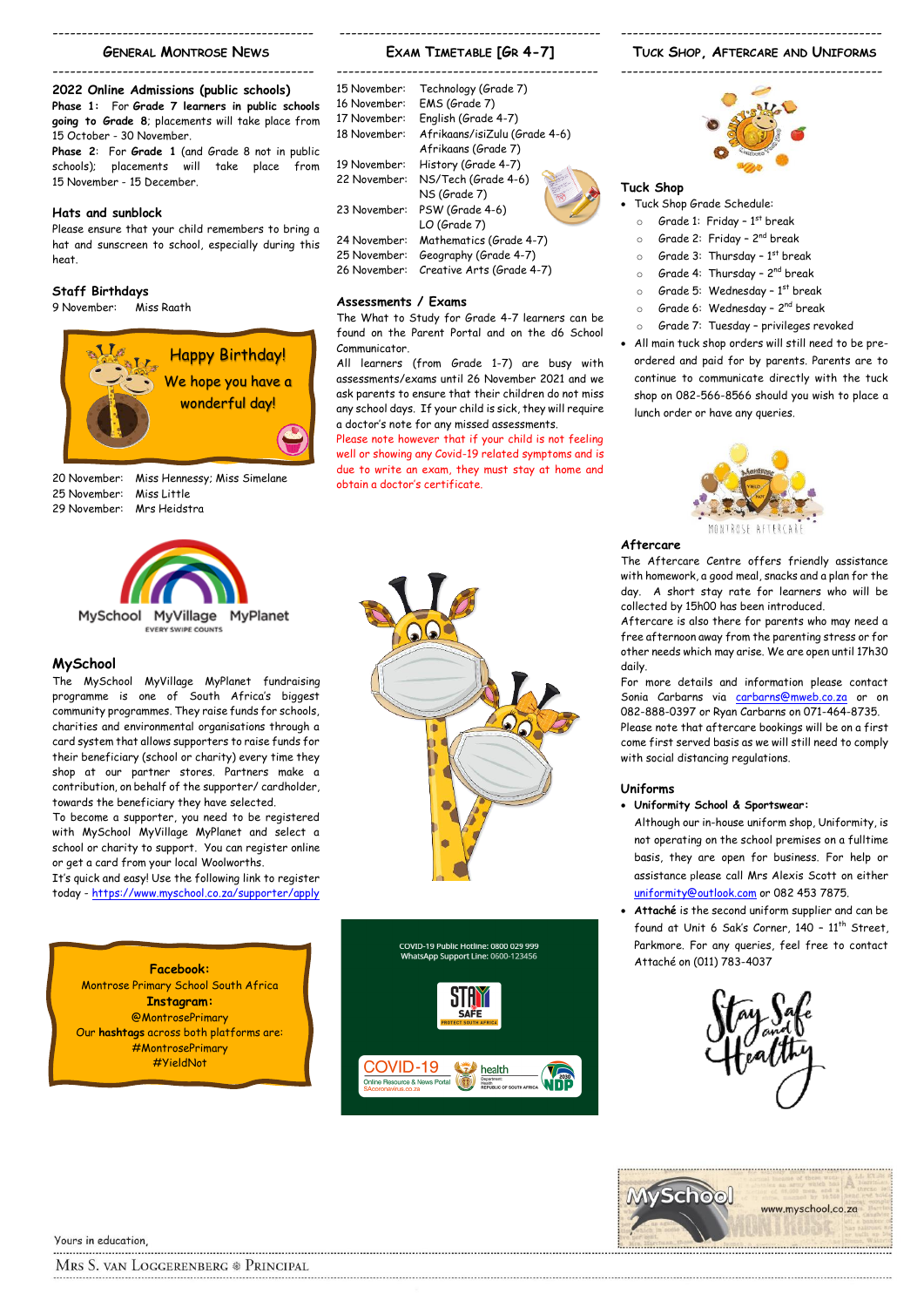## General Montrose News

### 2022 Online Admissions (public schools)

**Phase 1:** For **Grade 7 learners in public schools going to Grade 8**; placements will take place from 15 October - 30 November.

**Phase 2:** For **Grade 1** (and Grade 8 not in public schools); placements will take place from 15 November - 15 December.

### Hats and sunblock

Please ensure that your child remembers to bring a hat and sunscreen to school, especially during this heat.

### Staff Birthdays

9 November: Miss Raath

Happy Birthday! We hope you have a wonderful day!

20 November: Miss Hennessy; Miss Simelane
25 November: Miss Little
29 November: Mrs Heidstra

MySchool MyVillage MyPlanet
EVERY SWIPE COUNTS

### MySchool

The MySchool MyVillage MyPlanet fundraising programme is one of South Africa's biggest community programmes. They raise funds for schools, charities and environmental organisations through a card system that allows supporters to raise funds for their beneficiary (school or charity) every time they shop at our partner stores. Partners make a contribution, on behalf of the supporter/ cardholder, towards the beneficiary they have selected.

To become a supporter, you need to be registered with MySchool MyVillage MyPlanet and select a school or charity to support. You can register online or get a card from your local Woolworths.

It's quick and easy! Use the following link to register today - https://www.myschool.co.za/supporter/apply

**Facebook:**
Montrose Primary School South Africa
**Instagram:**
@MontrosePrimary
Our **hashtags** across both platforms are:
#MontrosePrimary
#YieldNot

## Exam Timetable [Gr 4-7]

| | |
|---|---|
| 15 November: | Technology (Grade 7) |
| 16 November: | EMS (Grade 7) |
| 17 November: | English (Grade 4-7) |
| 18 November: | Afrikaans/isiZulu (Grade 4-6) Afrikaans (Grade 7) |
| 19 November: | History (Grade 4-7) |
| 22 November: | NS/Tech (Grade 4-6) NS (Grade 7) |
| 23 November: | PSW (Grade 4-6) LO (Grade 7) |
| 24 November: | Mathematics (Grade 4-7) |
| 25 November: | Geography (Grade 4-7) |
| 26 November: | Creative Arts (Grade 4-7) |

### Assessments / Exams

The What to Study for Grade 4-7 learners can be found on the Parent Portal and on the d6 School Communicator.

All learners (from Grade 1-7) are busy with assessments/exams until 26 November 2021 and we ask parents to ensure that their children do not miss any school days. If your child is sick, they will require a doctor's note for any missed assessments.

Please note however that if your child is not feeling well or showing any Covid-19 related symptoms and is due to write an exam, they must stay at home and obtain a doctor's certificate.

COVID-19 Public Hotline: 0800 029 999
WhatsApp Support Line: 0600-123456

STAY SAFE
PROTECT SOUTH AFRICA

COVID-19 Online Resource & News Portal SAcoronavirus.co.za

## Tuck Shop, Aftercare and Uniforms

### Tuck Shop

- Tuck Shop Grade Schedule:
  - Grade 1: Friday – 1st break
  - Grade 2: Friday – 2nd break
  - Grade 3: Thursday – 1st break
  - Grade 4: Thursday – 2nd break
  - Grade 5: Wednesday – 1st break
  - Grade 6: Wednesday – 2nd break
  - Grade 7: Tuesday – privileges revoked
- All main tuck shop orders will still need to be pre-ordered and paid for by parents. Parents are to continue to communicate directly with the tuck shop on 082-566-8566 should you wish to place a lunch order or have any queries.

MONTROSE AFTERCARE

### Aftercare

The Aftercare Centre offers friendly assistance with homework, a good meal, snacks and a plan for the day. A short stay rate for learners who will be collected by 15h00 has been introduced.

Aftercare is also there for parents who may need a free afternoon away from the parenting stress or for other needs which may arise. We are open until 17h30 daily.

For more details and information please contact Sonia Carbarns via carbarns@mweb.co.za or on 082-888-0397 or Ryan Carbarns on 071-464-8735.

Please note that aftercare bookings will be on a first come first served basis as we will still need to comply with social distancing regulations.

### Uniforms

- **Uniformity School & Sportswear:**
  Although our in-house uniform shop, Uniformity, is not operating on the school premises on a fulltime basis, they are open for business. For help or assistance please call Mrs Alexis Scott on either uniformity@outlook.com or 082 453 7875.
- ***Attaché*** is the second uniform supplier and can be found at Unit 6 Sak's Corner, 140 – 11th Street, Parkmore. For any queries, feel free to contact Attaché on (011) 783-4037

Stay Safe and Healthy

MySchool www.myschool.co.za

Yours in education,

Mrs S. van Loggerenberg ❀ Principal